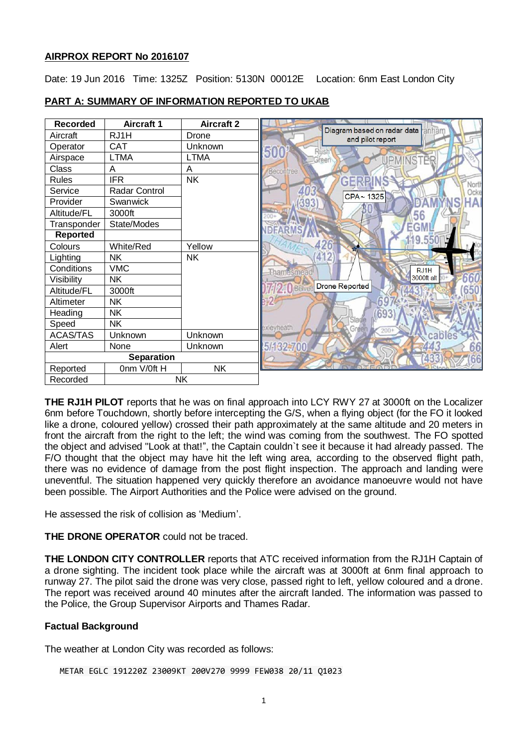## AIRPROX REPORT No 2016107

Date: 19 Jun 2016 Time: 1325Z Position: 5130N 00012E Location: 6nm East London City

## PART A: SUMMARY OF INFORMATION REPORTED TO UKAB

| Recorded | Aircraft 1 | Aircraft 2 |
|---|---|---|
| Aircraft | RJ1H | Drone |
| Operator | CAT | Unknown |
| Airspace | LTMA | LTMA |
| Class | A | A |
| Rules | IFR | NK |
| Service | Radar Control | |
| Provider | Swanwick | |
| Altitude/FL | 3000ft | |
| Transponder | State/Modes | |
| **Reported** | | |
| Colours | White/Red | Yellow |
| Lighting | NK | NK |
| Conditions | VMC | |
| Visibility | NK | |
| Altitude/FL | 3000ft | |
| Altimeter | NK | |
| Heading | NK | |
| Speed | NK | |
| ACAS/TAS | Unknown | Unknown |
| Alert | None | Unknown |
| **Separation** | | |
| Reported | 0nm V/0ft H | NK |
| Recorded | NK | |

Diagram based on radar data and pilot report

**THE RJ1H PILOT** reports that he was on final approach into LCY RWY 27 at 3000ft on the Localizer 6nm before Touchdown, shortly before intercepting the G/S, when a flying object (for the FO it looked like a drone, coloured yellow) crossed their path approximately at the same altitude and 20 meters in front the aircraft from the right to the left; the wind was coming from the southwest. The FO spotted the object and advised "Look at that!", the Captain couldn`t see it because it had already passed. The F/O thought that the object may have hit the left wing area, according to the observed flight path, there was no evidence of damage from the post flight inspection. The approach and landing were uneventful. The situation happened very quickly therefore an avoidance manoeuvre would not have been possible. The Airport Authorities and the Police were advised on the ground.

He assessed the risk of collision as 'Medium'.

**THE DRONE OPERATOR** could not be traced.

**THE LONDON CITY CONTROLLER** reports that ATC received information from the RJ1H Captain of a drone sighting. The incident took place while the aircraft was at 3000ft at 6nm final approach to runway 27. The pilot said the drone was very close, passed right to left, yellow coloured and a drone. The report was received around 40 minutes after the aircraft landed. The information was passed to the Police, the Group Supervisor Airports and Thames Radar.

### Factual Background

The weather at London City was recorded as follows:

```
METAR EGLC 191220Z 23009KT 200V270 9999 FEW038 20/11 Q1023
```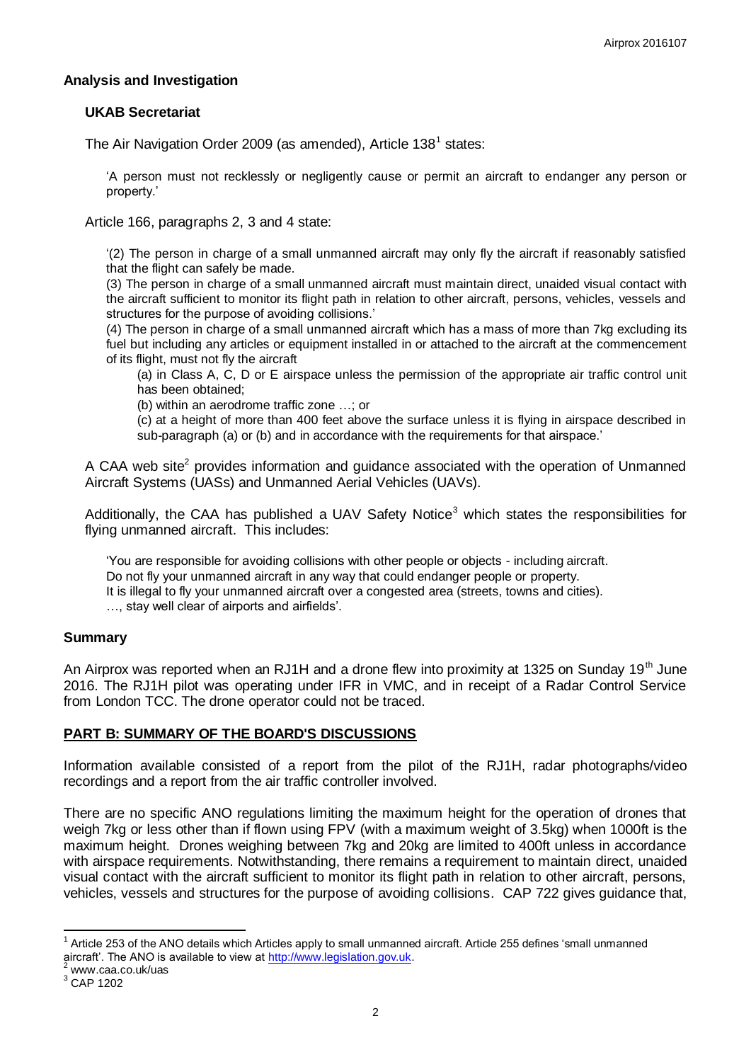## Analysis and Investigation

### UKAB Secretariat

The Air Navigation Order 2009 (as amended), Article 138[1] states:

> 'A person must not recklessly or negligently cause or permit an aircraft to endanger any person or property.'

Article 166, paragraphs 2, 3 and 4 state:

> '(2) The person in charge of a small unmanned aircraft may only fly the aircraft if reasonably satisfied that the flight can safely be made.
>
> (3) The person in charge of a small unmanned aircraft must maintain direct, unaided visual contact with the aircraft sufficient to monitor its flight path in relation to other aircraft, persons, vehicles, vessels and structures for the purpose of avoiding collisions.'
>
> (4) The person in charge of a small unmanned aircraft which has a mass of more than 7kg excluding its fuel but including any articles or equipment installed in or attached to the aircraft at the commencement of its flight, must not fly the aircraft
>
> (a) in Class A, C, D or E airspace unless the permission of the appropriate air traffic control unit has been obtained;
>
> (b) within an aerodrome traffic zone …; or
>
> (c) at a height of more than 400 feet above the surface unless it is flying in airspace described in sub-paragraph (a) or (b) and in accordance with the requirements for that airspace.'

A CAA web site[2] provides information and guidance associated with the operation of Unmanned Aircraft Systems (UASs) and Unmanned Aerial Vehicles (UAVs).

Additionally, the CAA has published a UAV Safety Notice[3] which states the responsibilities for flying unmanned aircraft. This includes:

> 'You are responsible for avoiding collisions with other people or objects - including aircraft.
> Do not fly your unmanned aircraft in any way that could endanger people or property.
> It is illegal to fly your unmanned aircraft over a congested area (streets, towns and cities).
> …, stay well clear of airports and airfields'.

## Summary

An Airprox was reported when an RJ1H and a drone flew into proximity at 1325 on Sunday 19th June 2016. The RJ1H pilot was operating under IFR in VMC, and in receipt of a Radar Control Service from London TCC. The drone operator could not be traced.

## PART B: SUMMARY OF THE BOARD'S DISCUSSIONS

Information available consisted of a report from the pilot of the RJ1H, radar photographs/video recordings and a report from the air traffic controller involved.

There are no specific ANO regulations limiting the maximum height for the operation of drones that weigh 7kg or less other than if flown using FPV (with a maximum weight of 3.5kg) when 1000ft is the maximum height. Drones weighing between 7kg and 20kg are limited to 400ft unless in accordance with airspace requirements. Notwithstanding, there remains a requirement to maintain direct, unaided visual contact with the aircraft sufficient to monitor its flight path in relation to other aircraft, persons, vehicles, vessels and structures for the purpose of avoiding collisions. CAP 722 gives guidance that,

---

[1] Article 253 of the ANO details which Articles apply to small unmanned aircraft. Article 255 defines 'small unmanned aircraft'. The ANO is available to view at http://www.legislation.gov.uk.

[2] www.caa.co.uk/uas

[3] CAP 1202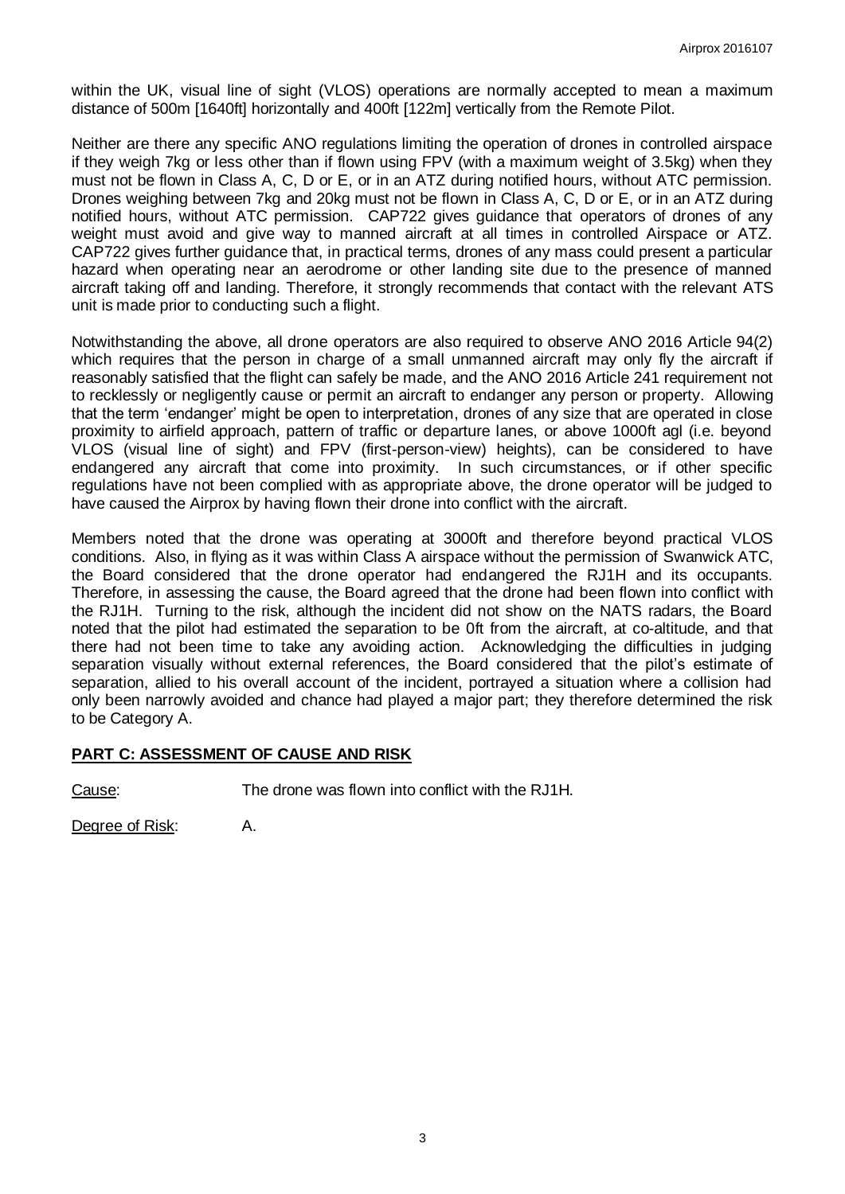within the UK, visual line of sight (VLOS) operations are normally accepted to mean a maximum distance of 500m [1640ft] horizontally and 400ft [122m] vertically from the Remote Pilot.

Neither are there any specific ANO regulations limiting the operation of drones in controlled airspace if they weigh 7kg or less other than if flown using FPV (with a maximum weight of 3.5kg) when they must not be flown in Class A, C, D or E, or in an ATZ during notified hours, without ATC permission. Drones weighing between 7kg and 20kg must not be flown in Class A, C, D or E, or in an ATZ during notified hours, without ATC permission. CAP722 gives guidance that operators of drones of any weight must avoid and give way to manned aircraft at all times in controlled Airspace or ATZ. CAP722 gives further guidance that, in practical terms, drones of any mass could present a particular hazard when operating near an aerodrome or other landing site due to the presence of manned aircraft taking off and landing. Therefore, it strongly recommends that contact with the relevant ATS unit is made prior to conducting such a flight.

Notwithstanding the above, all drone operators are also required to observe ANO 2016 Article 94(2) which requires that the person in charge of a small unmanned aircraft may only fly the aircraft if reasonably satisfied that the flight can safely be made, and the ANO 2016 Article 241 requirement not to recklessly or negligently cause or permit an aircraft to endanger any person or property. Allowing that the term 'endanger' might be open to interpretation, drones of any size that are operated in close proximity to airfield approach, pattern of traffic or departure lanes, or above 1000ft agl (i.e. beyond VLOS (visual line of sight) and FPV (first-person-view) heights), can be considered to have endangered any aircraft that come into proximity. In such circumstances, or if other specific regulations have not been complied with as appropriate above, the drone operator will be judged to have caused the Airprox by having flown their drone into conflict with the aircraft.

Members noted that the drone was operating at 3000ft and therefore beyond practical VLOS conditions. Also, in flying as it was within Class A airspace without the permission of Swanwick ATC, the Board considered that the drone operator had endangered the RJ1H and its occupants. Therefore, in assessing the cause, the Board agreed that the drone had been flown into conflict with the RJ1H. Turning to the risk, although the incident did not show on the NATS radars, the Board noted that the pilot had estimated the separation to be 0ft from the aircraft, at co-altitude, and that there had not been time to take any avoiding action. Acknowledging the difficulties in judging separation visually without external references, the Board considered that the pilot's estimate of separation, allied to his overall account of the incident, portrayed a situation where a collision had only been narrowly avoided and chance had played a major part; they therefore determined the risk to be Category A.

## PART C: ASSESSMENT OF CAUSE AND RISK

Cause: The drone was flown into conflict with the RJ1H.

Degree of Risk: A.